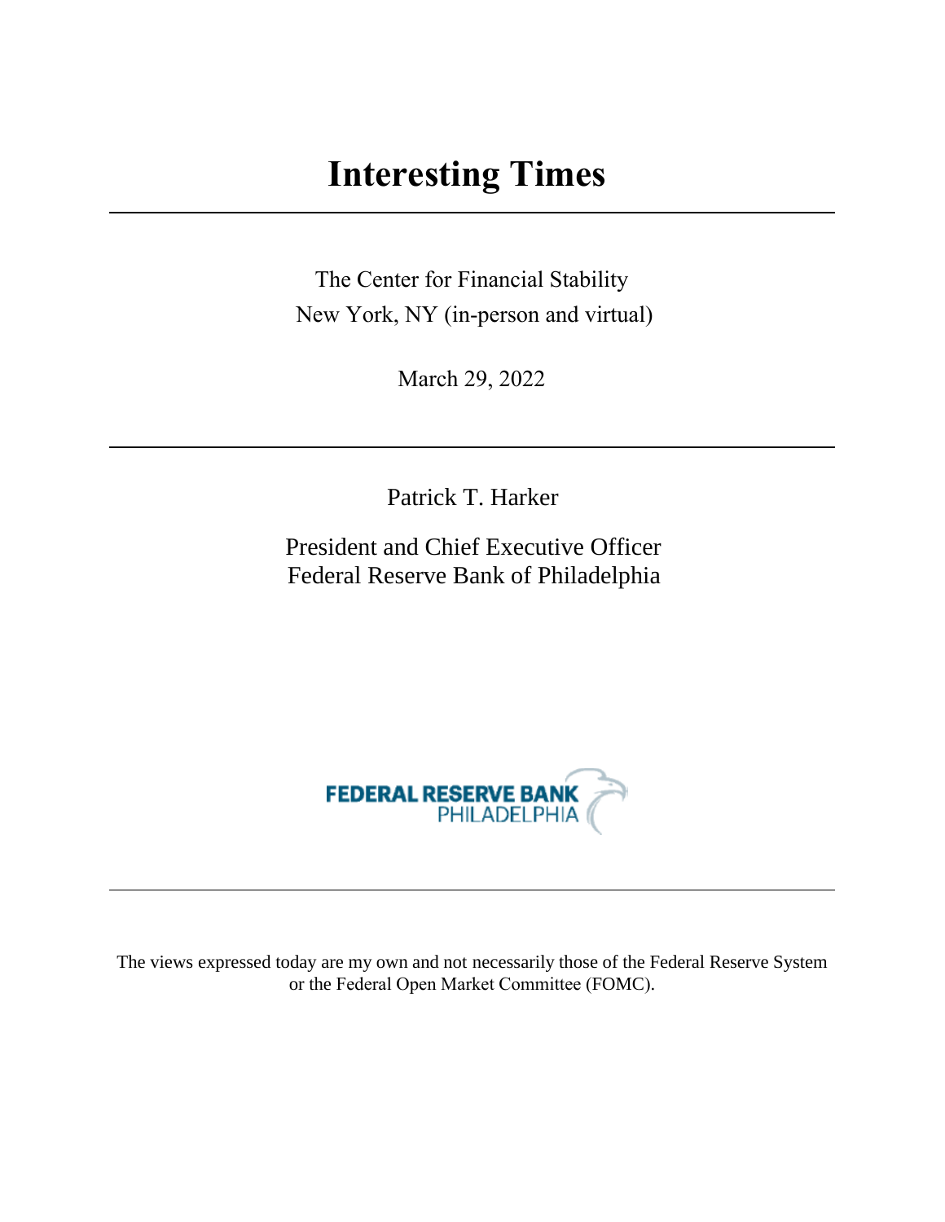# Interesting Times

The Center for Financial Stability
New York, NY (in-person and virtual)

March 29, 2022

Patrick T. Harker

President and Chief Executive Officer
Federal Reserve Bank of Philadelphia

FEDERAL RESERVE BANK
PHILADELPHIA

The views expressed today are my own and not necessarily those of the Federal Reserve System or the Federal Open Market Committee (FOMC).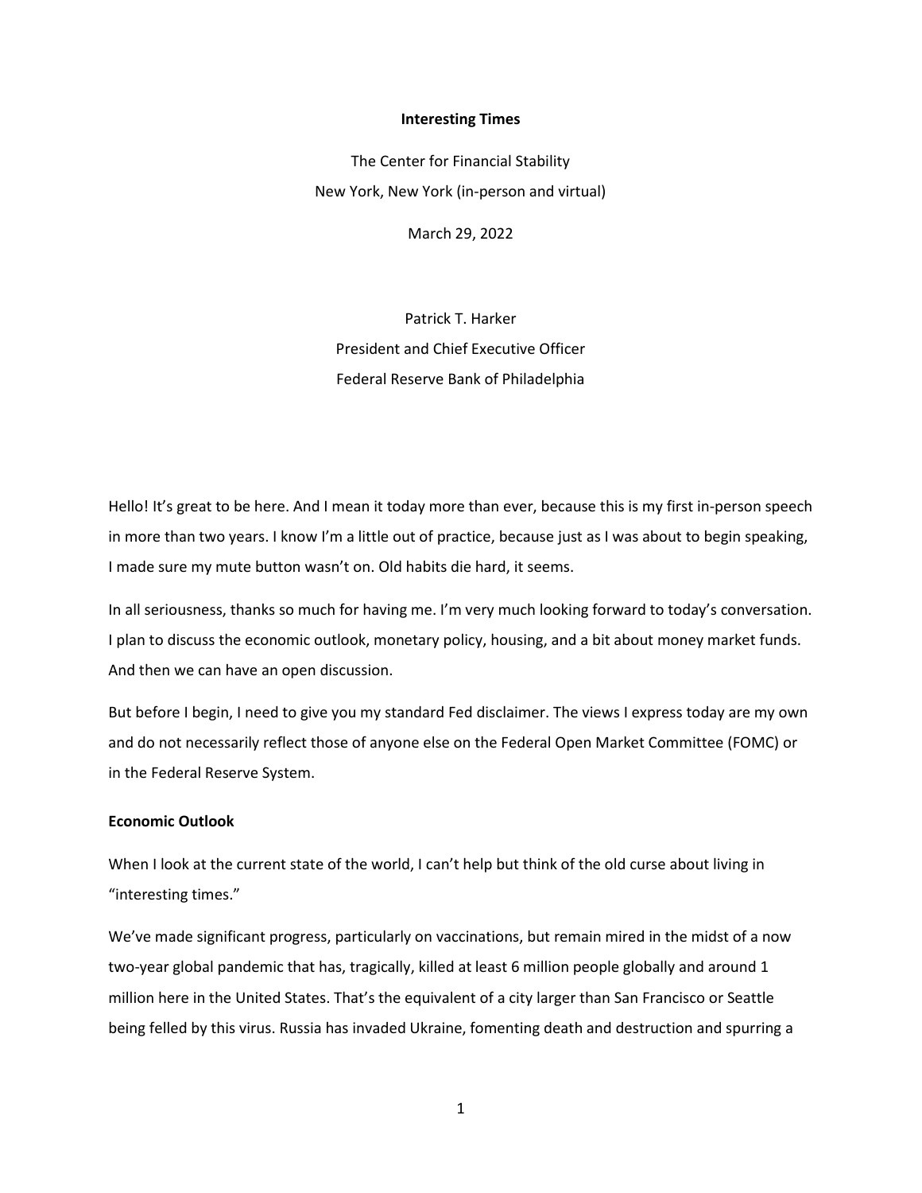**Interesting Times**

The Center for Financial Stability

New York, New York (in-person and virtual)

March 29, 2022

Patrick T. Harker

President and Chief Executive Officer

Federal Reserve Bank of Philadelphia

Hello! It's great to be here. And I mean it today more than ever, because this is my first in-person speech in more than two years. I know I'm a little out of practice, because just as I was about to begin speaking, I made sure my mute button wasn't on. Old habits die hard, it seems.

In all seriousness, thanks so much for having me. I'm very much looking forward to today's conversation. I plan to discuss the economic outlook, monetary policy, housing, and a bit about money market funds. And then we can have an open discussion.

But before I begin, I need to give you my standard Fed disclaimer. The views I express today are my own and do not necessarily reflect those of anyone else on the Federal Open Market Committee (FOMC) or in the Federal Reserve System.

## Economic Outlook

When I look at the current state of the world, I can't help but think of the old curse about living in "interesting times."

We've made significant progress, particularly on vaccinations, but remain mired in the midst of a now two-year global pandemic that has, tragically, killed at least 6 million people globally and around 1 million here in the United States. That's the equivalent of a city larger than San Francisco or Seattle being felled by this virus. Russia has invaded Ukraine, fomenting death and destruction and spurring a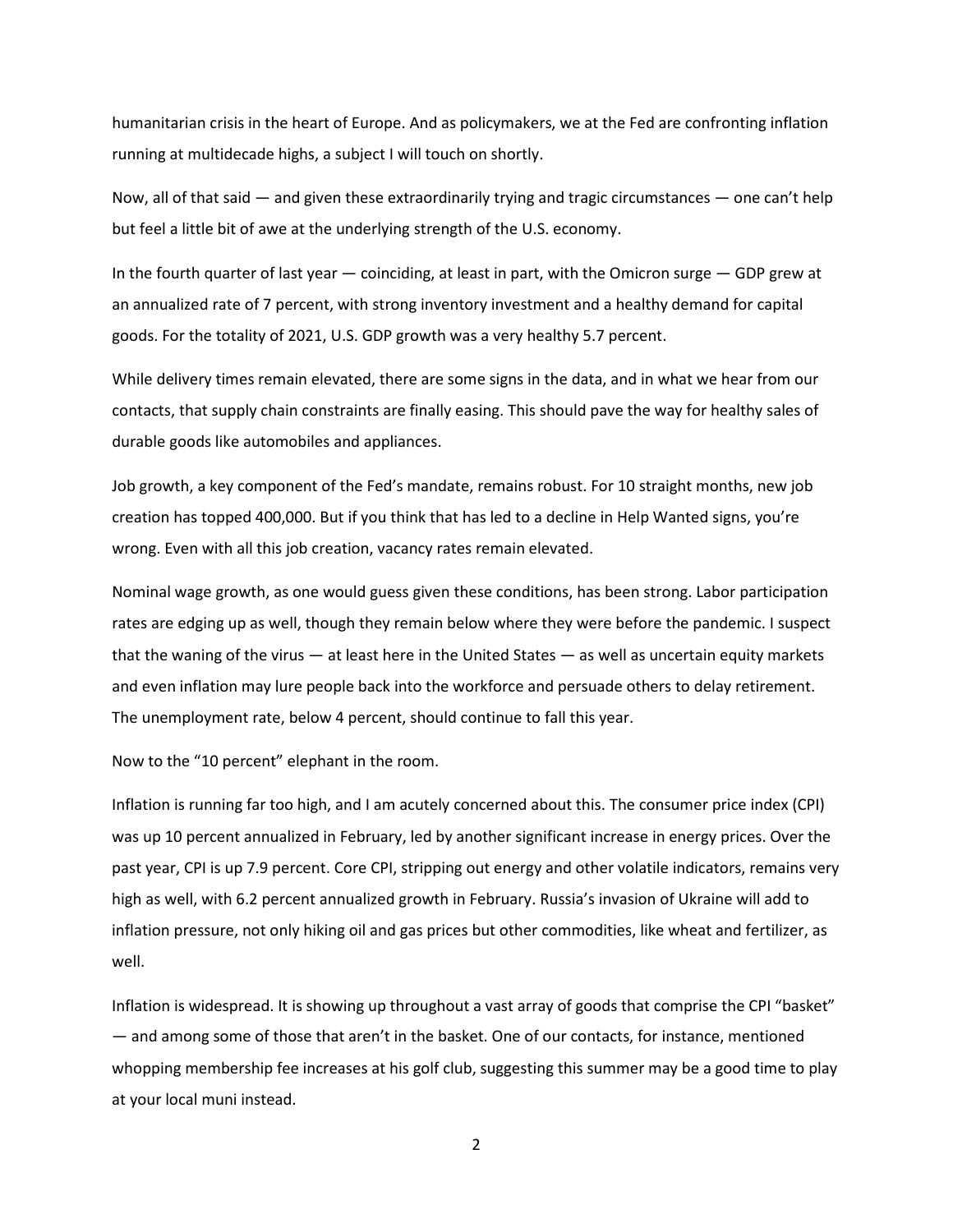humanitarian crisis in the heart of Europe. And as policymakers, we at the Fed are confronting inflation running at multidecade highs, a subject I will touch on shortly.

Now, all of that said — and given these extraordinarily trying and tragic circumstances — one can't help but feel a little bit of awe at the underlying strength of the U.S. economy.

In the fourth quarter of last year — coinciding, at least in part, with the Omicron surge — GDP grew at an annualized rate of 7 percent, with strong inventory investment and a healthy demand for capital goods. For the totality of 2021, U.S. GDP growth was a very healthy 5.7 percent.

While delivery times remain elevated, there are some signs in the data, and in what we hear from our contacts, that supply chain constraints are finally easing. This should pave the way for healthy sales of durable goods like automobiles and appliances.

Job growth, a key component of the Fed's mandate, remains robust. For 10 straight months, new job creation has topped 400,000. But if you think that has led to a decline in Help Wanted signs, you're wrong. Even with all this job creation, vacancy rates remain elevated.

Nominal wage growth, as one would guess given these conditions, has been strong. Labor participation rates are edging up as well, though they remain below where they were before the pandemic. I suspect that the waning of the virus — at least here in the United States — as well as uncertain equity markets and even inflation may lure people back into the workforce and persuade others to delay retirement. The unemployment rate, below 4 percent, should continue to fall this year.

Now to the "10 percent" elephant in the room.

Inflation is running far too high, and I am acutely concerned about this. The consumer price index (CPI) was up 10 percent annualized in February, led by another significant increase in energy prices. Over the past year, CPI is up 7.9 percent. Core CPI, stripping out energy and other volatile indicators, remains very high as well, with 6.2 percent annualized growth in February. Russia's invasion of Ukraine will add to inflation pressure, not only hiking oil and gas prices but other commodities, like wheat and fertilizer, as well.

Inflation is widespread. It is showing up throughout a vast array of goods that comprise the CPI "basket" — and among some of those that aren't in the basket. One of our contacts, for instance, mentioned whopping membership fee increases at his golf club, suggesting this summer may be a good time to play at your local muni instead.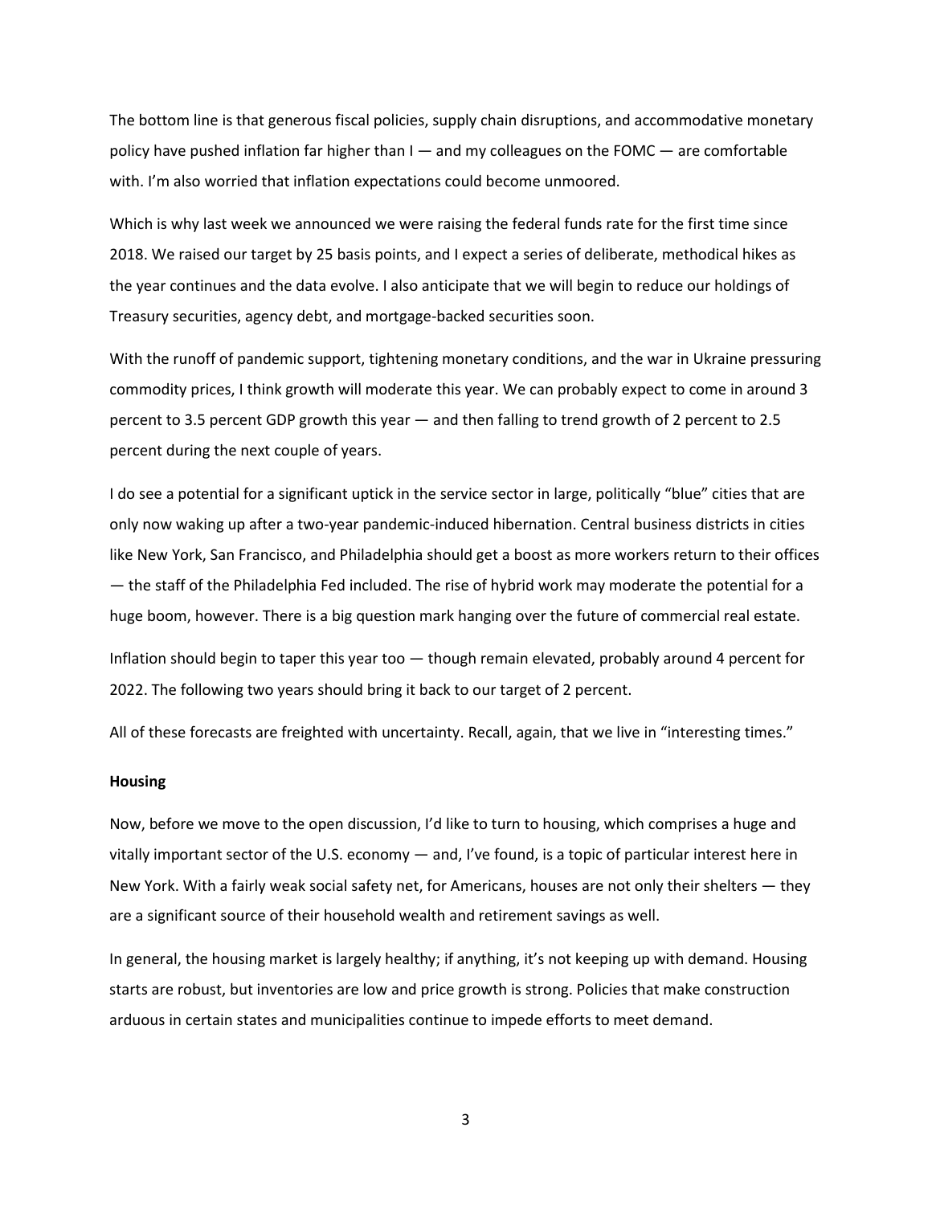The bottom line is that generous fiscal policies, supply chain disruptions, and accommodative monetary policy have pushed inflation far higher than I — and my colleagues on the FOMC — are comfortable with. I'm also worried that inflation expectations could become unmoored.

Which is why last week we announced we were raising the federal funds rate for the first time since 2018. We raised our target by 25 basis points, and I expect a series of deliberate, methodical hikes as the year continues and the data evolve. I also anticipate that we will begin to reduce our holdings of Treasury securities, agency debt, and mortgage-backed securities soon.

With the runoff of pandemic support, tightening monetary conditions, and the war in Ukraine pressuring commodity prices, I think growth will moderate this year. We can probably expect to come in around 3 percent to 3.5 percent GDP growth this year — and then falling to trend growth of 2 percent to 2.5 percent during the next couple of years.

I do see a potential for a significant uptick in the service sector in large, politically "blue" cities that are only now waking up after a two-year pandemic-induced hibernation. Central business districts in cities like New York, San Francisco, and Philadelphia should get a boost as more workers return to their offices — the staff of the Philadelphia Fed included. The rise of hybrid work may moderate the potential for a huge boom, however. There is a big question mark hanging over the future of commercial real estate.

Inflation should begin to taper this year too — though remain elevated, probably around 4 percent for 2022. The following two years should bring it back to our target of 2 percent.

All of these forecasts are freighted with uncertainty. Recall, again, that we live in "interesting times."

**Housing**

Now, before we move to the open discussion, I'd like to turn to housing, which comprises a huge and vitally important sector of the U.S. economy — and, I've found, is a topic of particular interest here in New York. With a fairly weak social safety net, for Americans, houses are not only their shelters — they are a significant source of their household wealth and retirement savings as well.

In general, the housing market is largely healthy; if anything, it's not keeping up with demand. Housing starts are robust, but inventories are low and price growth is strong. Policies that make construction arduous in certain states and municipalities continue to impede efforts to meet demand.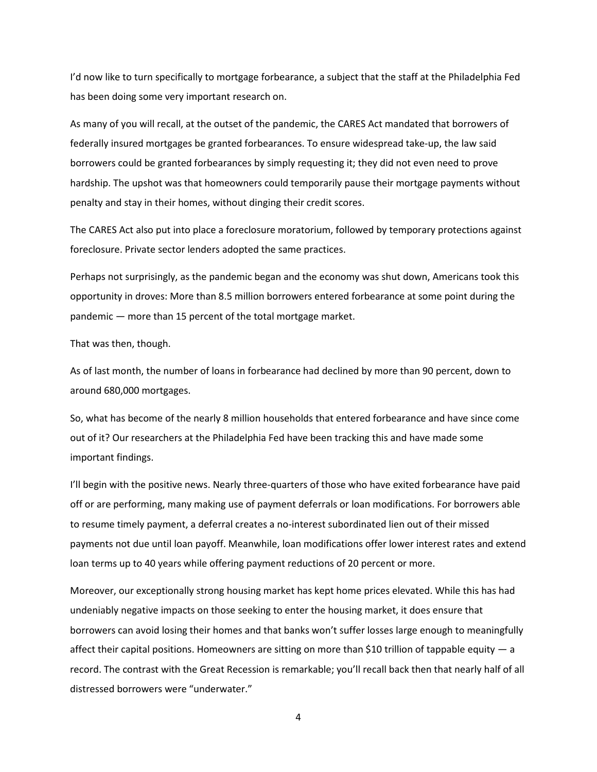I'd now like to turn specifically to mortgage forbearance, a subject that the staff at the Philadelphia Fed has been doing some very important research on.

As many of you will recall, at the outset of the pandemic, the CARES Act mandated that borrowers of federally insured mortgages be granted forbearances. To ensure widespread take-up, the law said borrowers could be granted forbearances by simply requesting it; they did not even need to prove hardship. The upshot was that homeowners could temporarily pause their mortgage payments without penalty and stay in their homes, without dinging their credit scores.

The CARES Act also put into place a foreclosure moratorium, followed by temporary protections against foreclosure. Private sector lenders adopted the same practices.

Perhaps not surprisingly, as the pandemic began and the economy was shut down, Americans took this opportunity in droves: More than 8.5 million borrowers entered forbearance at some point during the pandemic — more than 15 percent of the total mortgage market.

That was then, though.

As of last month, the number of loans in forbearance had declined by more than 90 percent, down to around 680,000 mortgages.

So, what has become of the nearly 8 million households that entered forbearance and have since come out of it? Our researchers at the Philadelphia Fed have been tracking this and have made some important findings.

I'll begin with the positive news. Nearly three-quarters of those who have exited forbearance have paid off or are performing, many making use of payment deferrals or loan modifications. For borrowers able to resume timely payment, a deferral creates a no-interest subordinated lien out of their missed payments not due until loan payoff. Meanwhile, loan modifications offer lower interest rates and extend loan terms up to 40 years while offering payment reductions of 20 percent or more.

Moreover, our exceptionally strong housing market has kept home prices elevated. While this has had undeniably negative impacts on those seeking to enter the housing market, it does ensure that borrowers can avoid losing their homes and that banks won't suffer losses large enough to meaningfully affect their capital positions. Homeowners are sitting on more than $10 trillion of tappable equity — a record. The contrast with the Great Recession is remarkable; you'll recall back then that nearly half of all distressed borrowers were "underwater."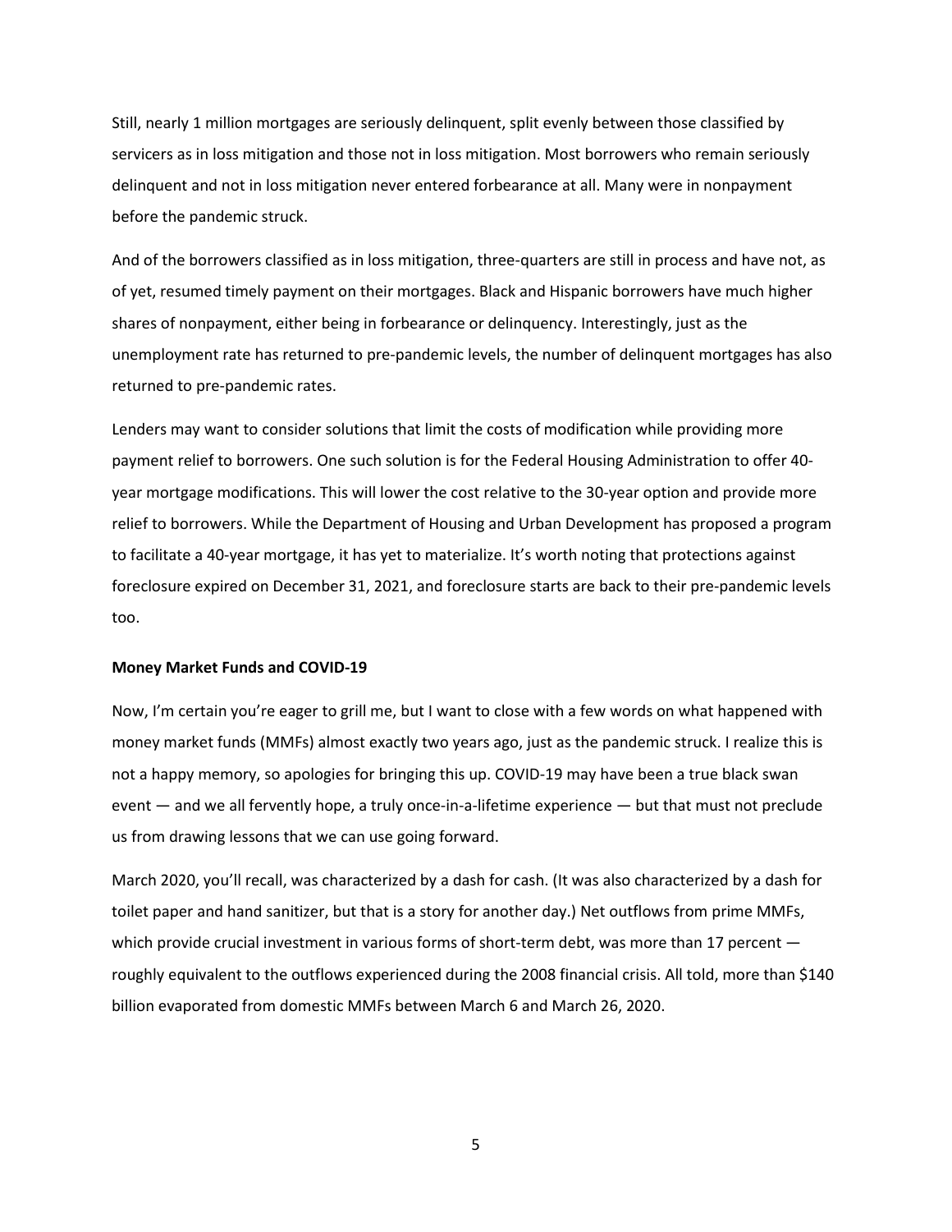Still, nearly 1 million mortgages are seriously delinquent, split evenly between those classified by servicers as in loss mitigation and those not in loss mitigation. Most borrowers who remain seriously delinquent and not in loss mitigation never entered forbearance at all. Many were in nonpayment before the pandemic struck.

And of the borrowers classified as in loss mitigation, three-quarters are still in process and have not, as of yet, resumed timely payment on their mortgages. Black and Hispanic borrowers have much higher shares of nonpayment, either being in forbearance or delinquency. Interestingly, just as the unemployment rate has returned to pre-pandemic levels, the number of delinquent mortgages has also returned to pre-pandemic rates.

Lenders may want to consider solutions that limit the costs of modification while providing more payment relief to borrowers. One such solution is for the Federal Housing Administration to offer 40-year mortgage modifications. This will lower the cost relative to the 30-year option and provide more relief to borrowers. While the Department of Housing and Urban Development has proposed a program to facilitate a 40-year mortgage, it has yet to materialize. It's worth noting that protections against foreclosure expired on December 31, 2021, and foreclosure starts are back to their pre-pandemic levels too.

**Money Market Funds and COVID-19**

Now, I'm certain you're eager to grill me, but I want to close with a few words on what happened with money market funds (MMFs) almost exactly two years ago, just as the pandemic struck. I realize this is not a happy memory, so apologies for bringing this up. COVID-19 may have been a true black swan event — and we all fervently hope, a truly once-in-a-lifetime experience — but that must not preclude us from drawing lessons that we can use going forward.

March 2020, you'll recall, was characterized by a dash for cash. (It was also characterized by a dash for toilet paper and hand sanitizer, but that is a story for another day.) Net outflows from prime MMFs, which provide crucial investment in various forms of short-term debt, was more than 17 percent — roughly equivalent to the outflows experienced during the 2008 financial crisis. All told, more than $140 billion evaporated from domestic MMFs between March 6 and March 26, 2020.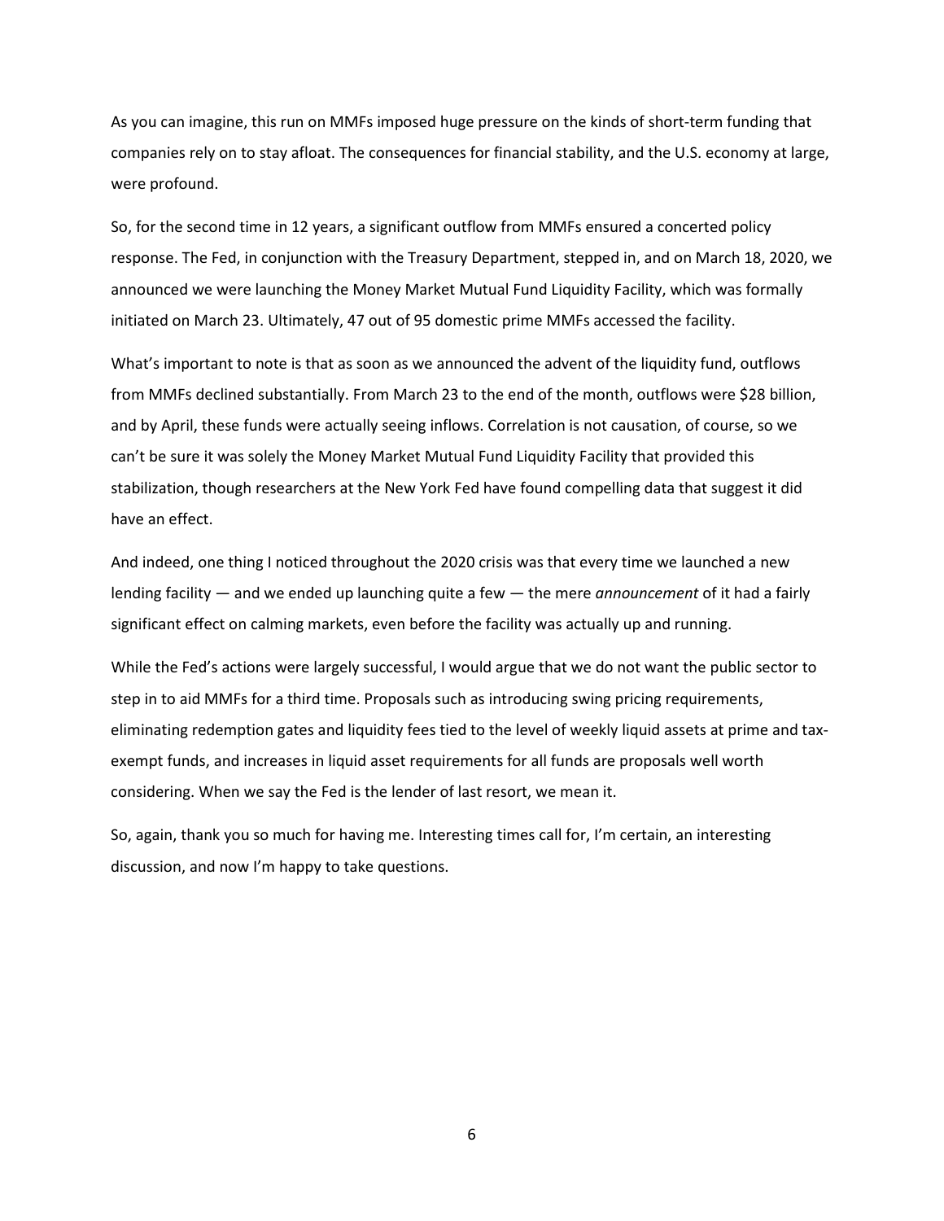As you can imagine, this run on MMFs imposed huge pressure on the kinds of short-term funding that companies rely on to stay afloat. The consequences for financial stability, and the U.S. economy at large, were profound.

So, for the second time in 12 years, a significant outflow from MMFs ensured a concerted policy response. The Fed, in conjunction with the Treasury Department, stepped in, and on March 18, 2020, we announced we were launching the Money Market Mutual Fund Liquidity Facility, which was formally initiated on March 23. Ultimately, 47 out of 95 domestic prime MMFs accessed the facility.

What's important to note is that as soon as we announced the advent of the liquidity fund, outflows from MMFs declined substantially. From March 23 to the end of the month, outflows were $28 billion, and by April, these funds were actually seeing inflows. Correlation is not causation, of course, so we can't be sure it was solely the Money Market Mutual Fund Liquidity Facility that provided this stabilization, though researchers at the New York Fed have found compelling data that suggest it did have an effect.

And indeed, one thing I noticed throughout the 2020 crisis was that every time we launched a new lending facility — and we ended up launching quite a few — the mere *announcement* of it had a fairly significant effect on calming markets, even before the facility was actually up and running.

While the Fed's actions were largely successful, I would argue that we do not want the public sector to step in to aid MMFs for a third time. Proposals such as introducing swing pricing requirements, eliminating redemption gates and liquidity fees tied to the level of weekly liquid assets at prime and tax-exempt funds, and increases in liquid asset requirements for all funds are proposals well worth considering. When we say the Fed is the lender of last resort, we mean it.

So, again, thank you so much for having me. Interesting times call for, I'm certain, an interesting discussion, and now I'm happy to take questions.